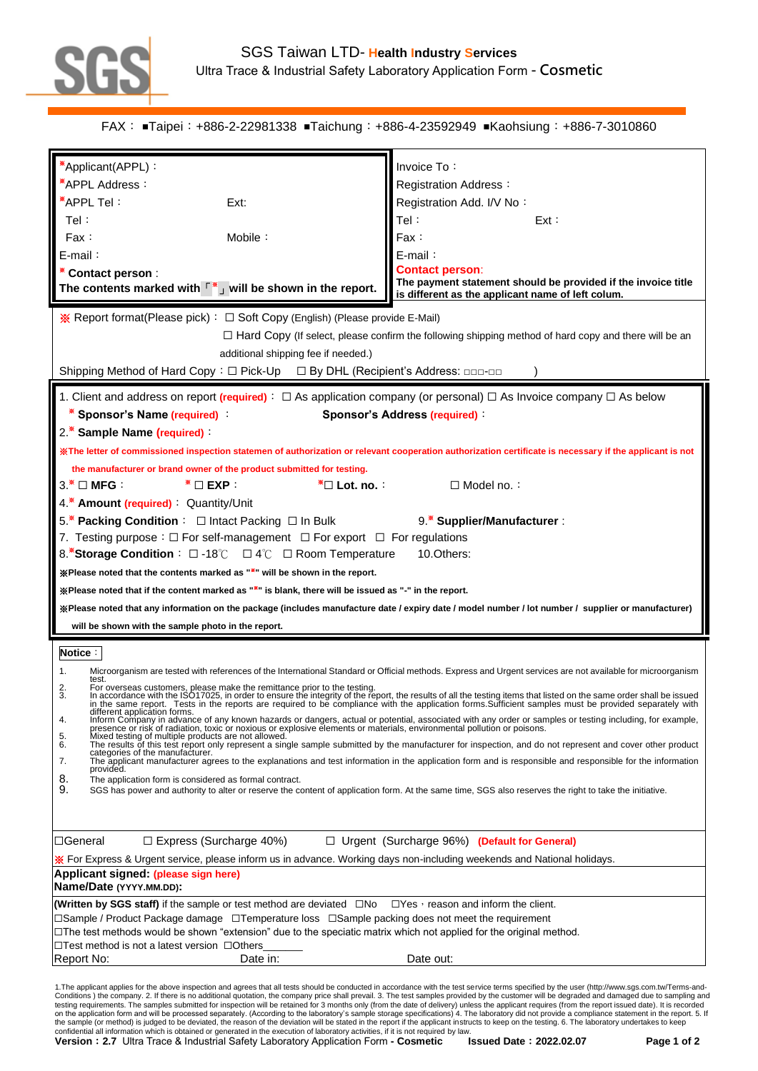# SGS Taiwan LTD- Health Industry Services

## Ultra Trace & Industrial Safety Laboratory Application Form - Cosmetic

FAX： ■Taipei：+886-2-22981338 ■Taichung：+886-4-23592949 ■Kaohsiung：+886-7-3010860

| | |
|---|---|
| *Applicant(APPL)： | Invoice To： |
| *APPL Address： | Registration Address： |
| *APPL Tel： Ext: | Registration Add. I/V No： |
| Tel： | Tel： Ext： |
| Fax： Mobile： | Fax： |
| E-mail： | E-mail： |
| * **Contact person**： | **Contact person**: |
| **The contents marked with 「*」 will be shown in the report.** | **The payment statement should be provided if the invoice title is different as the applicant name of left colum.** |

※ Report format(Please pick)： ☐ Soft Copy (English) (Please provide E-Mail)

☐ Hard Copy (If select, please confirm the following shipping method of hard copy and there will be an additional shipping fee if needed.)

Shipping Method of Hard Copy：☐ Pick-Up ☐ By DHL (Recipient's Address: □□□-□□ )

1. Client and address on report **(required)**： ☐ As application company (or personal) ☐ As Invoice company ☐ As below

\* **Sponsor's Name (required)**： **Sponsor's Address (required)**：

2.* **Sample Name (required)**：

**※The letter of commissioned inspection statemen of authorization or relevant cooperation authorization certificate is necessary if the applicant is not the manufacturer or brand owner of the product submitted for testing.**

3.* ☐ **MFG**： * ☐ **EXP**： *☐ **Lot. no.**： ☐ Model no.：

4.* **Amount (required)**： Quantity/Unit

5.* **Packing Condition**： ☐ Intact Packing ☐ In Bulk 9.* **Supplier/Manufacturer**：

7. Testing purpose：☐ For self-management ☐ For export ☐ For regulations

8.***Storage Condition**： ☐ -18℃ ☐ 4℃ ☐ Room Temperature 10.Others:

**※Please noted that the contents marked as "*" will be shown in the report.**

**※Please noted that if the content marked as "*" is blank, there will be issued as "-" in the report.**

**※Please noted that any information on the package (includes manufacture date / expiry date / model number / lot number / supplier or manufacturer) will be shown with the sample photo in the report.**

**Notice**：

1. Microorganism are tested with references of the International Standard or Official methods. Express and Urgent services are not available for microorganism test.
2. For overseas customers, please make the remittance prior to the testing.
3. In accordance with the ISO17025, in order to ensure the integrity of the report, the results of all the testing items that listed on the same order shall be issued in the same report. Tests in the reports are required to be compliance with the application forms.Sufficient samples must be provided separately with different application forms.
4. Inform Company in advance of any known hazards or dangers, actual or potential, associated with any order or samples or testing including, for example, presence or risk of radiation, toxic or noxious or explosive elements or materials, environmental pollution or poisons.
5. Mixed testing of multiple products are not allowed.
6. The results of this test report only represent a single sample submitted by the manufacturer for inspection, and do not represent and cover other product categories of the manufacturer.
7. The applicant manufacturer agrees to the explanations and test information in the application form and is responsible and responsible for the information provided.
8. The application form is considered as formal contract.
9. SGS has power and authority to alter or reserve the content of application form. At the same time, SGS also reserves the right to take the initiative.

☐General ☐ Express (Surcharge 40%) ☐ Urgent (Surcharge 96%) **(Default for General)**

※ For Express & Urgent service, please inform us in advance. Working days non-including weekends and National holidays.

**Applicant signed: (please sign here)**
**Name/Date (YYYY.MM.DD):**

**(Written by SGS staff)** if the sample or test method are deviated ☐No ☐Yes，reason and inform the client.

☐Sample / Product Package damage ☐Temperature loss ☐Sample packing does not meet the requirement

☐The test methods would be shown "extension" due to the speciatic matrix which not applied for the original method.

☐Test method is not a latest version ☐Others________

Report No: Date in: Date out:

1.The applicant applies for the above inspection and agrees that all tests should be conducted in accordance with the test service terms specified by the user (http://www.sgs.com.tw/Terms-and-Conditions ) the company. 2. If there is no additional quotation, the company price shall prevail. 3. The test samples provided by the customer will be degraded and damaged due to sampling and testing requirements. The samples submitted for inspection will be retained for 3 months only (from the date of delivery) unless the applicant requires (from the report issued date). It is recorded on the application form and will be processed separately. (According to the laboratory's sample storage specifications) 4. The laboratory did not provide a compliance statement in the report. 5. If the sample (or method) is judged to be deviated, the reason of the deviation will be stated in the report if the applicant instructs to keep on the testing. 6. The laboratory undertakes to keep confidential all information which is obtained or generated in the execution of laboratory activities, if it is not required by law.

**Version：2.7** Ultra Trace & Industrial Safety Laboratory Application Form **- Cosmetic** **Issued Date：2022.02.07**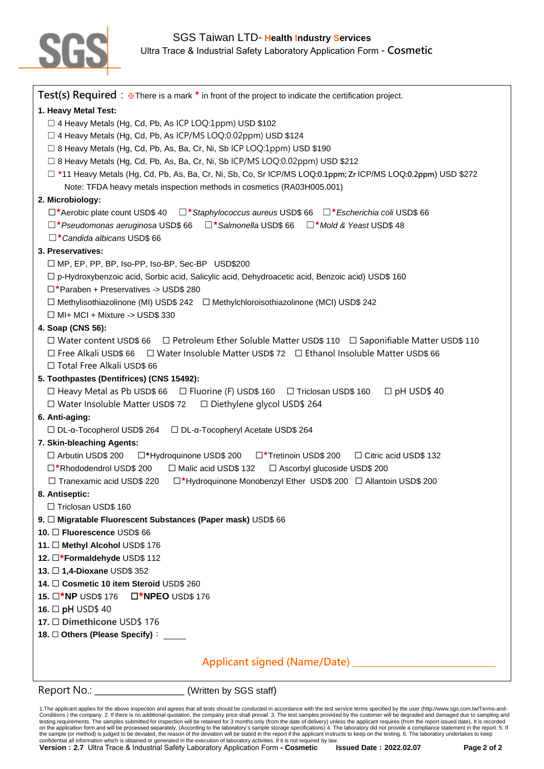SGS Taiwan LTD- **Health Industry Services**

Ultra Trace & Industrial Safety Laboratory Application Form - Cosmetic

## Test(s) Required：※There is a mark * in front of the project to indicate the certification project.

**1. Heavy Metal Test:**

- ☐ 4 Heavy Metals (Hg, Cd, Pb, As ICP LOQ:1ppm) USD $102
- ☐ 4 Heavy Metals (Hg, Cd, Pb, As ICP/MS LOQ:0.02ppm) USD $124
- ☐ 8 Heavy Metals (Hg, Cd, Pb, As, Ba, Cr, Ni, Sb ICP LOQ:1ppm) USD $190
- ☐ 8 Heavy Metals (Hg, Cd, Pb, As, Ba, Cr, Ni, Sb ICP/MS LOQ:0.02ppm) USD $212
- ☐ *11 Heavy Metals (Hg, Cd, Pb, As, Ba, Cr, Ni, Sb, Co, Sr ICP/MS LOQ:0.1ppm; Zr ICP/MS LOQ:0.2ppm) USD $272

  Note: TFDA heavy metals inspection methods in cosmetics (RA03H005.001)

**2. Microbiology:**

☐*Aerobic plate count USD$ 40 ☐**Staphylococcus aureus* USD$ 66 ☐**Escherichia coli* USD$ 66

☐**Pseudomonas aeruginosa* USD$ 66 ☐**Salmonella* USD$ 66 ☐**Mold & Yeast* USD$ 48

☐**Candida albicans* USD$ 66

**3. Preservatives:**

- ☐ MP, EP, PP, BP, Iso-PP, Iso-BP, Sec-BP USD$200
- ☐ p-Hydroxybenzoic acid, Sorbic acid, Salicylic acid, Dehydroacetic acid, Benzoic acid) USD$ 160
- ☐*Paraben + Preservatives -> USD$ 280
- ☐ Methylisothiazolinone (MI) USD$ 242 ☐ Methylchloroisothiazolinone (MCI) USD$ 242
- ☐ MI+ MCI + Mixture -> USD$ 330

**4. Soap (CNS 56):**

☐ Water content USD$ 66 ☐ Petroleum Ether Soluble Matter USD$ 110 ☐ Saponifiable Matter USD$ 110

☐ Free Alkali USD$ 66 ☐ Water Insoluble Matter USD$ 72 ☐ Ethanol Insoluble Matter USD$ 66

☐ Total Free Alkali USD$ 66

**5. Toothpastes (Dentifrices) (CNS 15492):**

☐ Heavy Metal as Pb USD$ 66 ☐ Fluorine (F) USD$ 160 ☐ Triclosan USD$ 160 ☐ pH USD$ 40

☐ Water Insoluble Matter USD$ 72 ☐ Diethylene glycol USD$ 264

**6. Anti-aging:**

☐ DL-α-Tocopherol USD$ 264 ☐ DL-α-Tocopheryl Acetate USD$ 264

**7. Skin-bleaching Agents:**

☐ Arbutin USD$ 200 ☐*Hydroquinone USD$ 200 ☐*Tretinoin USD$ 200 ☐ Citric acid USD$ 132

☐*Rhododendrol USD$ 200 ☐ Malic acid USD$ 132 ☐ Ascorbyl glucoside USD$ 200

☐ Tranexamic acid USD$ 220 ☐*Hydroquinone Monobenzyl Ether USD$ 200 ☐ Allantoin USD$ 200

**8. Antiseptic:**

☐ Triclosan USD$ 160

**9.** ☐ **Migratable Fluorescent Substances (Paper mask)** USD$ 66

**10.** ☐ **Fluorescence** USD$ 66

**11.** ☐ **Methyl Alcohol** USD$ 176

**12.** ☐***Formaldehyde** USD$ 112

**13.** ☐ **1,4-Dioxane** USD$ 352

**14.** ☐ **Cosmetic 10 item Steroid** USD$ 260

**15.** ☐***NP** USD$ 176 ☐***NPEO** USD$ 176

**16.** ☐ **pH** USD$ 40

**17.** ☐ **Dimethicone** USD$ 176

**18.** ☐ **Others (Please Specify)**：_____

Applicant signed (Name/Date) ____________________________

Report No.: ________________ (Written by SGS staff)

1.The applicant applies for the above inspection and agrees that all tests should be conducted in accordance with the test service terms specified by the user (http://www.sgs.com.tw/Terms-and-Conditions ) the company. 2. If there is no additional quotation, the company price shall prevail. 3. The test samples provided by the customer will be degraded and damaged due to sampling and testing requirements. The samples submitted for inspection will be retained for 3 months only (from the date of delivery) unless the applicant requires (from the report issued date). It is recorded on the application form and will be processed separately. (According to the laboratory's sample storage specifications) 4. The laboratory did not provide a compliance statement in the report. 5. If the sample (or method) is judged to be deviated, the reason of the deviation will be stated in the report if the applicant instructs to keep on the testing. 6. The laboratory undertakes to keep confidential all information which is obtained or generated in the execution of laboratory activities, if it is not required by law.

**Version：2.7** Ultra Trace & Industrial Safety Laboratory Application Form **- Cosmetic** **Issued Date：2022.02.07**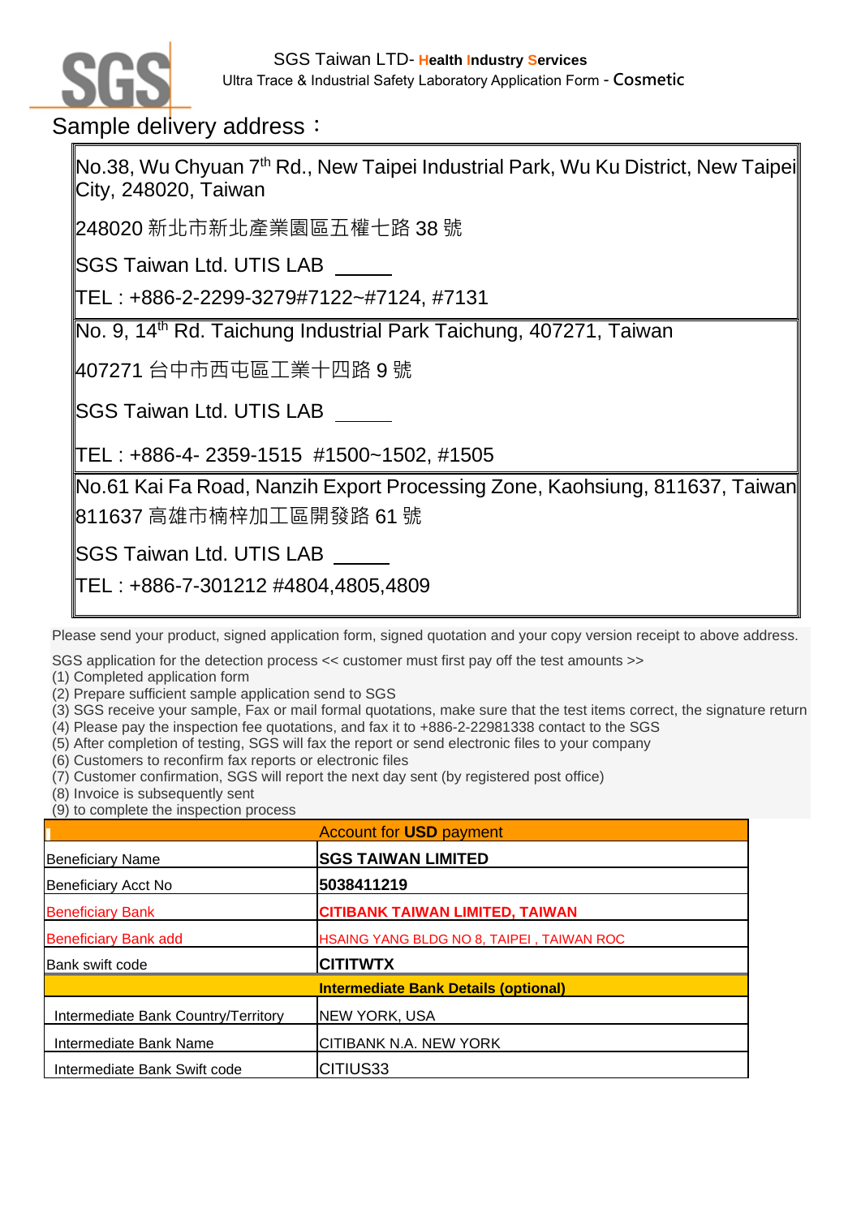SGS Taiwan LTD- **Health Industry Services**

Ultra Trace & Industrial Safety Laboratory Application Form - Cosmetic

## Sample delivery address：

| |
|---|
| No.38, Wu Chyuan 7th Rd., New Taipei Industrial Park, Wu Ku District, New Taipei City, 248020, Taiwan<br>248020 新北市新北產業園區五權七路 38 號<br>SGS Taiwan Ltd. UTIS LAB \_\_\_\_\_<br>TEL : +886-2-2299-3279#7122~#7124, #7131 |
| No. 9, 14th Rd. Taichung Industrial Park Taichung, 407271, Taiwan<br>407271 台中市西屯區工業十四路 9 號<br>SGS Taiwan Ltd. UTIS LAB \_\_\_\_\_<br>TEL : +886-4- 2359-1515 #1500~1502, #1505 |
| No.61 Kai Fa Road, Nanzih Export Processing Zone, Kaohsiung, 811637, Taiwan<br>811637 高雄市楠梓加工區開發路 61 號<br>SGS Taiwan Ltd. UTIS LAB \_\_\_\_\_<br>TEL : +886-7-301212 #4804,4805,4809 |

Please send your product, signed application form, signed quotation and your copy version receipt to above address.

SGS application for the detection process << customer must first pay off the test amounts >>
(1) Completed application form
(2) Prepare sufficient sample application send to SGS
(3) SGS receive your sample, Fax or mail formal quotations, make sure that the test items correct, the signature return
(4) Please pay the inspection fee quotations, and fax it to +886-2-22981338 contact to the SGS
(5) After completion of testing, SGS will fax the report or send electronic files to your company
(6) Customers to reconfirm fax reports or electronic files
(7) Customer confirmation, SGS will report the next day sent (by registered post office)
(8) Invoice is subsequently sent
(9) to complete the inspection process

| Account for **USD** payment | |
|---|---|
| Beneficiary Name | **SGS TAIWAN LIMITED** |
| Beneficiary Acct No | **5038411219** |
| Beneficiary Bank | **CITIBANK TAIWAN LIMITED, TAIWAN** |
| Beneficiary Bank add | HSAING YANG BLDG NO 8, TAIPEI , TAIWAN ROC |
| Bank swift code | **CITITWTX** |
| | **Intermediate Bank Details (optional)** |
| Intermediate Bank Country/Territory | NEW YORK, USA |
| Intermediate Bank Name | CITIBANK N.A. NEW YORK |
| Intermediate Bank Swift code | CITIUS33 |